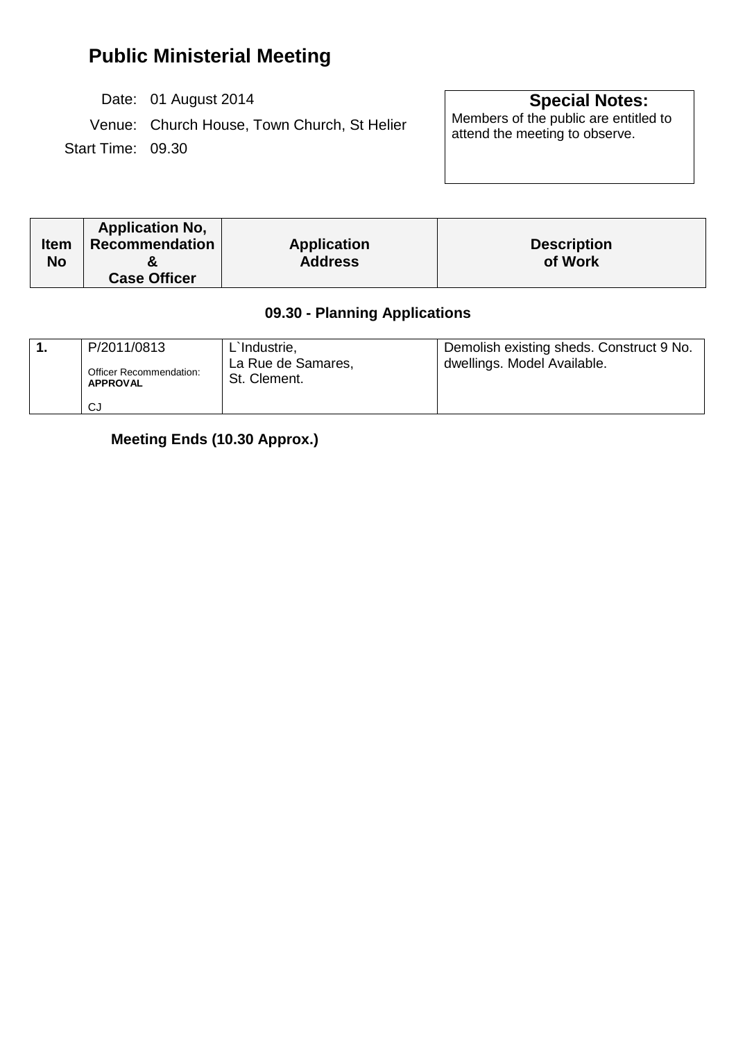# Public Ministerial Meeting

Date: 01 August 2014

Venue: Church House, Town Church, St Helier

Start Time: 09.30

**Special Notes:**
Members of the public are entitled to attend the meeting to observe.

| Item No | Application No, Recommendation & Case Officer | Application Address | Description of Work |
|---|---|---|---|
| | **09.30 - Planning Applications** | | |
| **1.** | P/2011/0813<br>Officer Recommendation: **APPROVAL**<br>CJ | L`Industrie,<br>La Rue de Samares,<br>St. Clement. | Demolish existing sheds. Construct 9 No. dwellings. Model Available. |

**Meeting Ends (10.30 Approx.)**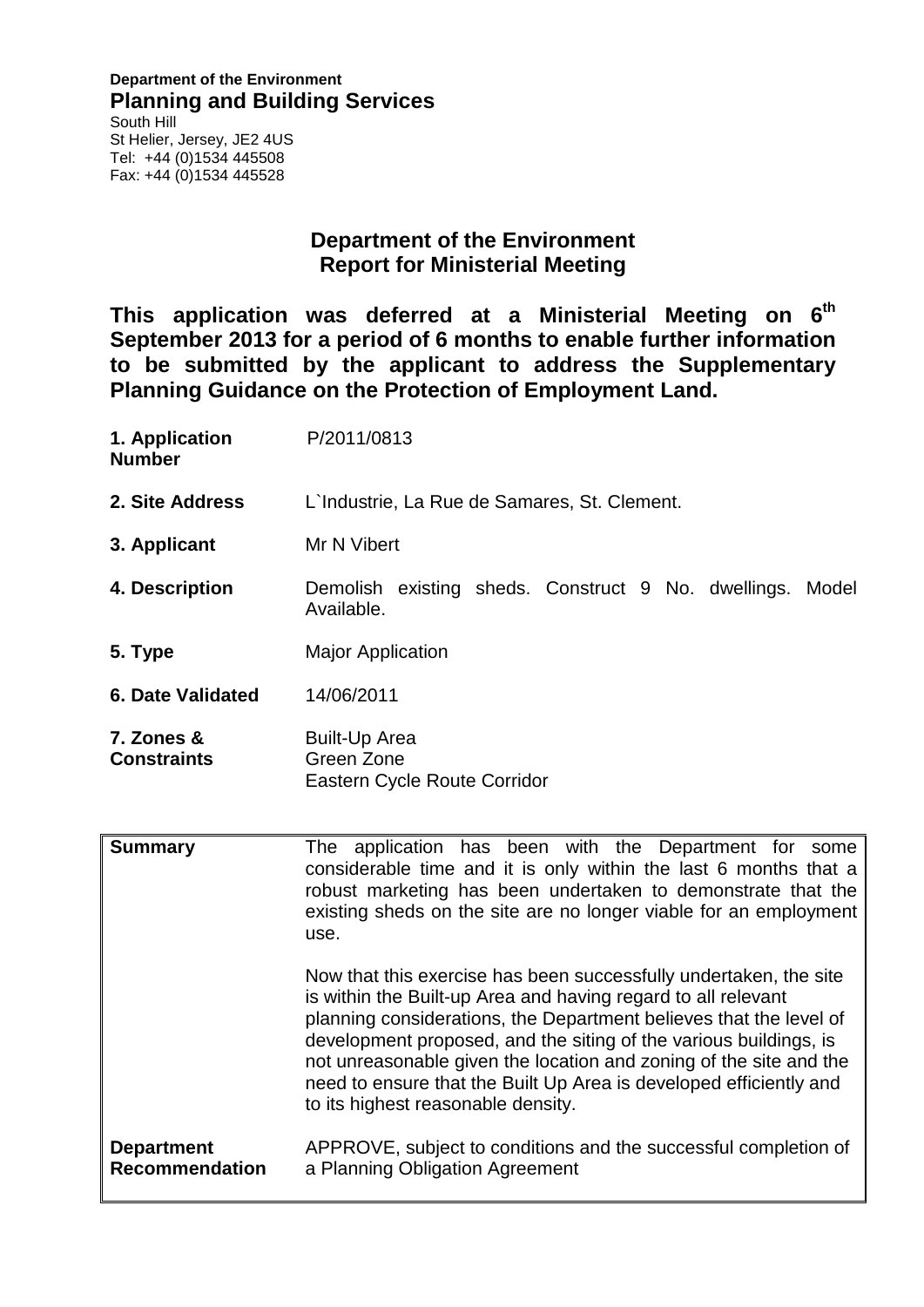**Department of the Environment**
**Planning and Building Services**
South Hill
St Helier, Jersey, JE2 4US
Tel: +44 (0)1534 445508
Fax: +44 (0)1534 445528

## Department of the Environment
## Report for Ministerial Meeting

**This application was deferred at a Ministerial Meeting on 6th September 2013 for a period of 6 months to enable further information to be submitted by the applicant to address the Supplementary Planning Guidance on the Protection of Employment Land.**

| | |
|---|---|
| **1. Application Number** | P/2011/0813 |
| **2. Site Address** | L`Industrie, La Rue de Samares, St. Clement. |
| **3. Applicant** | Mr N Vibert |
| **4. Description** | Demolish existing sheds. Construct 9 No. dwellings. Model Available. |
| **5. Type** | Major Application |
| **6. Date Validated** | 14/06/2011 |
| **7. Zones & Constraints** | Built-Up Area<br>Green Zone<br>Eastern Cycle Route Corridor |

| | |
|---|---|
| **Summary** | The application has been with the Department for some considerable time and it is only within the last 6 months that a robust marketing has been undertaken to demonstrate that the existing sheds on the site are no longer viable for an employment use.<br><br>Now that this exercise has been successfully undertaken, the site is within the Built-up Area and having regard to all relevant planning considerations, the Department believes that the level of development proposed, and the siting of the various buildings, is not unreasonable given the location and zoning of the site and the need to ensure that the Built Up Area is developed efficiently and to its highest reasonable density. |
| **Department Recommendation** | APPROVE, subject to conditions and the successful completion of a Planning Obligation Agreement |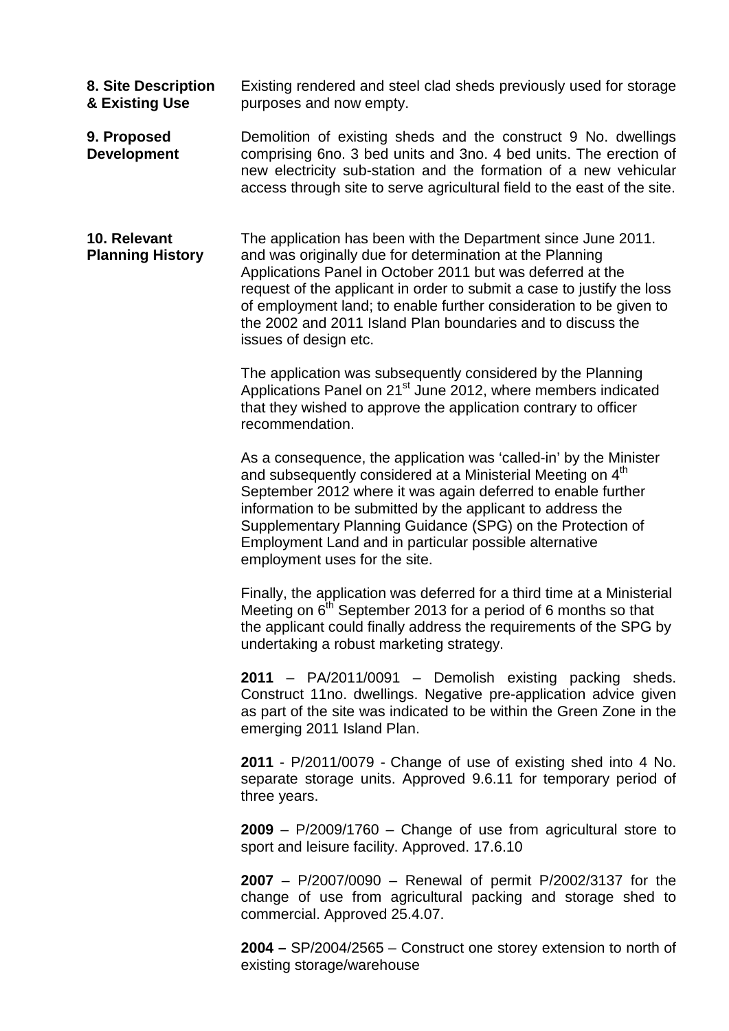**8. Site Description & Existing Use**

Existing rendered and steel clad sheds previously used for storage purposes and now empty.

**9. Proposed Development**

Demolition of existing sheds and the construct 9 No. dwellings comprising 6no. 3 bed units and 3no. 4 bed units. The erection of new electricity sub-station and the formation of a new vehicular access through site to serve agricultural field to the east of the site.

**10. Relevant Planning History**

The application has been with the Department since June 2011. and was originally due for determination at the Planning Applications Panel in October 2011 but was deferred at the request of the applicant in order to submit a case to justify the loss of employment land; to enable further consideration to be given to the 2002 and 2011 Island Plan boundaries and to discuss the issues of design etc.

The application was subsequently considered by the Planning Applications Panel on 21st June 2012, where members indicated that they wished to approve the application contrary to officer recommendation.

As a consequence, the application was 'called-in' by the Minister and subsequently considered at a Ministerial Meeting on 4th September 2012 where it was again deferred to enable further information to be submitted by the applicant to address the Supplementary Planning Guidance (SPG) on the Protection of Employment Land and in particular possible alternative employment uses for the site.

Finally, the application was deferred for a third time at a Ministerial Meeting on 6th September 2013 for a period of 6 months so that the applicant could finally address the requirements of the SPG by undertaking a robust marketing strategy.

**2011** – PA/2011/0091 – Demolish existing packing sheds. Construct 11no. dwellings. Negative pre-application advice given as part of the site was indicated to be within the Green Zone in the emerging 2011 Island Plan.

**2011** - P/2011/0079 - Change of use of existing shed into 4 No. separate storage units. Approved 9.6.11 for temporary period of three years.

**2009** – P/2009/1760 – Change of use from agricultural store to sport and leisure facility. Approved. 17.6.10

**2007** – P/2007/0090 – Renewal of permit P/2002/3137 for the change of use from agricultural packing and storage shed to commercial. Approved 25.4.07.

**2004 –** SP/2004/2565 – Construct one storey extension to north of existing storage/warehouse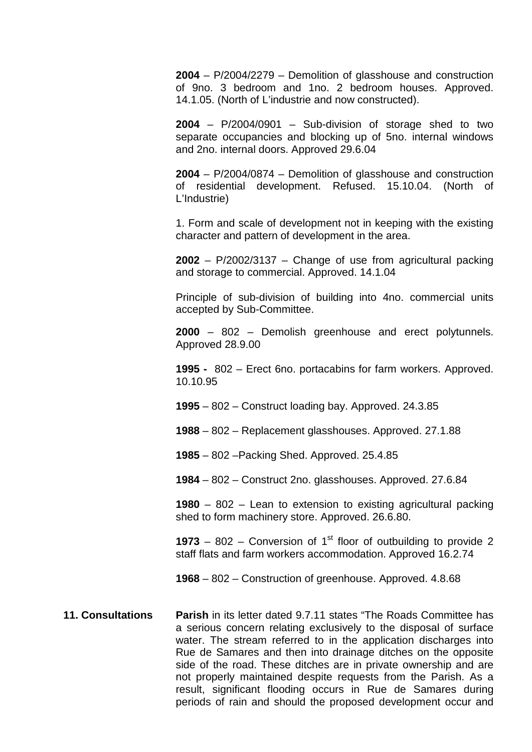**2004** – P/2004/2279 – Demolition of glasshouse and construction of 9no. 3 bedroom and 1no. 2 bedroom houses. Approved. 14.1.05. (North of L'industrie and now constructed).

**2004** – P/2004/0901 – Sub-division of storage shed to two separate occupancies and blocking up of 5no. internal windows and 2no. internal doors. Approved 29.6.04

**2004** – P/2004/0874 – Demolition of glasshouse and construction of residential development. Refused. 15.10.04. (North of L'Industrie)

1. Form and scale of development not in keeping with the existing character and pattern of development in the area.

**2002** – P/2002/3137 – Change of use from agricultural packing and storage to commercial. Approved. 14.1.04

Principle of sub-division of building into 4no. commercial units accepted by Sub-Committee.

**2000** – 802 – Demolish greenhouse and erect polytunnels. Approved 28.9.00

**1995 -** 802 – Erect 6no. portacabins for farm workers. Approved. 10.10.95

**1995** – 802 – Construct loading bay. Approved. 24.3.85

**1988** – 802 – Replacement glasshouses. Approved. 27.1.88

**1985** – 802 –Packing Shed. Approved. 25.4.85

**1984** – 802 – Construct 2no. glasshouses. Approved. 27.6.84

**1980** – 802 – Lean to extension to existing agricultural packing shed to form machinery store. Approved. 26.6.80.

**1973** – 802 – Conversion of 1st floor of outbuilding to provide 2 staff flats and farm workers accommodation. Approved 16.2.74

**1968** – 802 – Construction of greenhouse. Approved. 4.8.68

**11. Consultations**

**Parish** in its letter dated 9.7.11 states "The Roads Committee has a serious concern relating exclusively to the disposal of surface water. The stream referred to in the application discharges into Rue de Samares and then into drainage ditches on the opposite side of the road. These ditches are in private ownership and are not properly maintained despite requests from the Parish. As a result, significant flooding occurs in Rue de Samares during periods of rain and should the proposed development occur and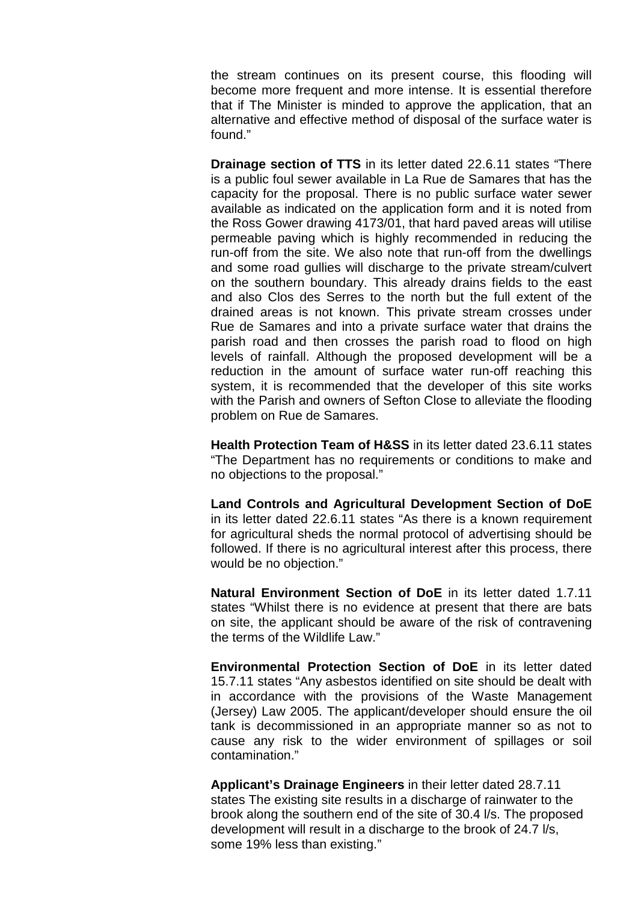the stream continues on its present course, this flooding will become more frequent and more intense. It is essential therefore that if The Minister is minded to approve the application, that an alternative and effective method of disposal of the surface water is found."

**Drainage section of TTS** in its letter dated 22.6.11 states "There is a public foul sewer available in La Rue de Samares that has the capacity for the proposal. There is no public surface water sewer available as indicated on the application form and it is noted from the Ross Gower drawing 4173/01, that hard paved areas will utilise permeable paving which is highly recommended in reducing the run-off from the site. We also note that run-off from the dwellings and some road gullies will discharge to the private stream/culvert on the southern boundary. This already drains fields to the east and also Clos des Serres to the north but the full extent of the drained areas is not known. This private stream crosses under Rue de Samares and into a private surface water that drains the parish road and then crosses the parish road to flood on high levels of rainfall. Although the proposed development will be a reduction in the amount of surface water run-off reaching this system, it is recommended that the developer of this site works with the Parish and owners of Sefton Close to alleviate the flooding problem on Rue de Samares.

**Health Protection Team of H&SS** in its letter dated 23.6.11 states "The Department has no requirements or conditions to make and no objections to the proposal."

**Land Controls and Agricultural Development Section of DoE** in its letter dated 22.6.11 states "As there is a known requirement for agricultural sheds the normal protocol of advertising should be followed. If there is no agricultural interest after this process, there would be no objection."

**Natural Environment Section of DoE** in its letter dated 1.7.11 states "Whilst there is no evidence at present that there are bats on site, the applicant should be aware of the risk of contravening the terms of the Wildlife Law."

**Environmental Protection Section of DoE** in its letter dated 15.7.11 states "Any asbestos identified on site should be dealt with in accordance with the provisions of the Waste Management (Jersey) Law 2005. The applicant/developer should ensure the oil tank is decommissioned in an appropriate manner so as not to cause any risk to the wider environment of spillages or soil contamination."

**Applicant's Drainage Engineers** in their letter dated 28.7.11 states The existing site results in a discharge of rainwater to the brook along the southern end of the site of 30.4 l/s. The proposed development will result in a discharge to the brook of 24.7 l/s, some 19% less than existing."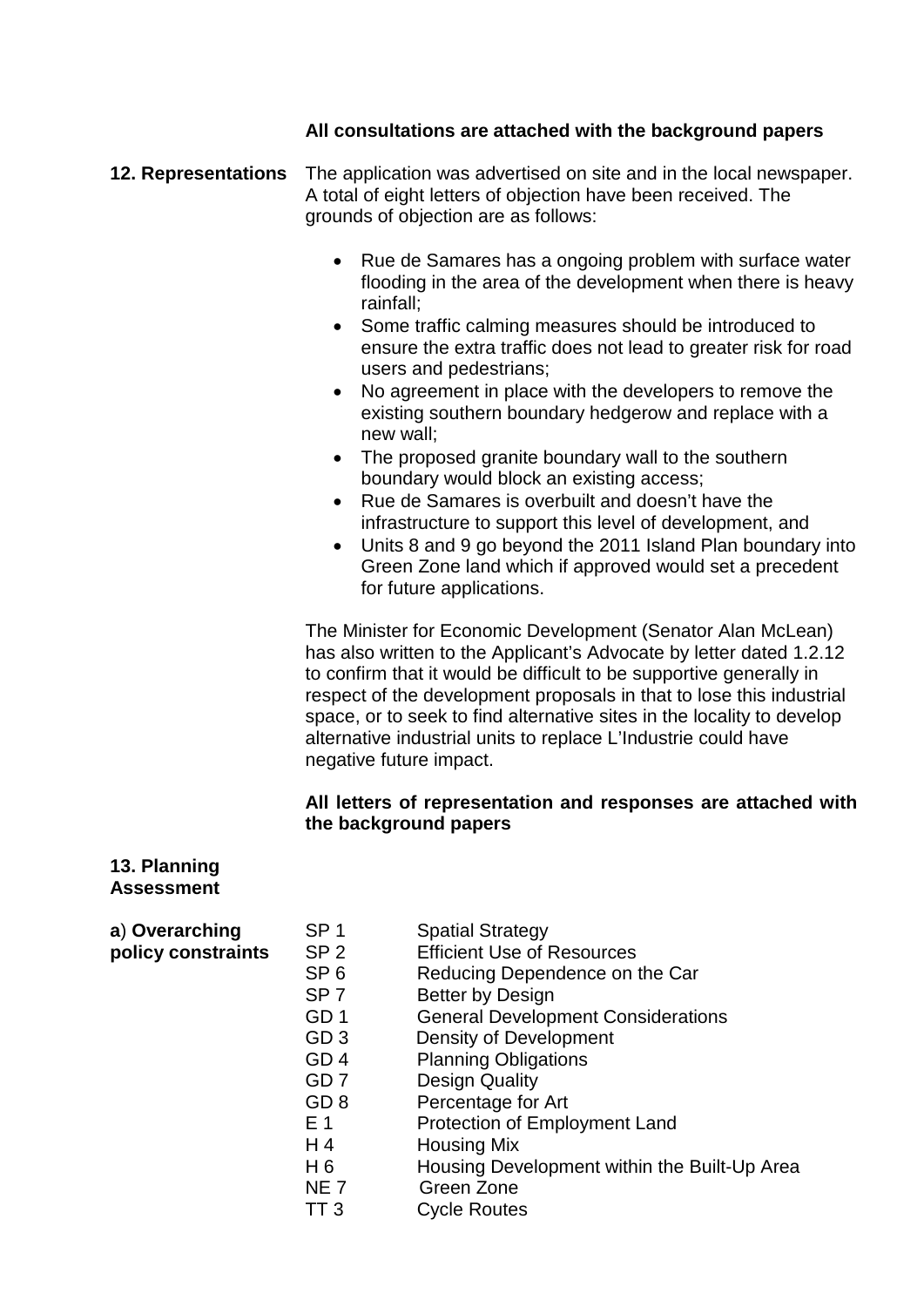**All consultations are attached with the background papers**

**12. Representations**

The application was advertised on site and in the local newspaper. A total of eight letters of objection have been received. The grounds of objection are as follows:

- Rue de Samares has a ongoing problem with surface water flooding in the area of the development when there is heavy rainfall;
- Some traffic calming measures should be introduced to ensure the extra traffic does not lead to greater risk for road users and pedestrians;
- No agreement in place with the developers to remove the existing southern boundary hedgerow and replace with a new wall;
- The proposed granite boundary wall to the southern boundary would block an existing access;
- Rue de Samares is overbuilt and doesn't have the infrastructure to support this level of development, and
- Units 8 and 9 go beyond the 2011 Island Plan boundary into Green Zone land which if approved would set a precedent for future applications.

The Minister for Economic Development (Senator Alan McLean) has also written to the Applicant's Advocate by letter dated 1.2.12 to confirm that it would be difficult to be supportive generally in respect of the development proposals in that to lose this industrial space, or to seek to find alternative sites in the locality to develop alternative industrial units to replace L'Industrie could have negative future impact.

**All letters of representation and responses are attached with the background papers**

**13. Planning Assessment**

**a) Overarching policy constraints**

| | |
|---|---|
| SP 1 | Spatial Strategy |
| SP 2 | Efficient Use of Resources |
| SP 6 | Reducing Dependence on the Car |
| SP 7 | Better by Design |
| GD 1 | General Development Considerations |
| GD 3 | Density of Development |
| GD 4 | Planning Obligations |
| GD 7 | Design Quality |
| GD 8 | Percentage for Art |
| E 1 | Protection of Employment Land |
| H 4 | Housing Mix |
| H 6 | Housing Development within the Built-Up Area |
| NE 7 | Green Zone |
| TT 3 | Cycle Routes |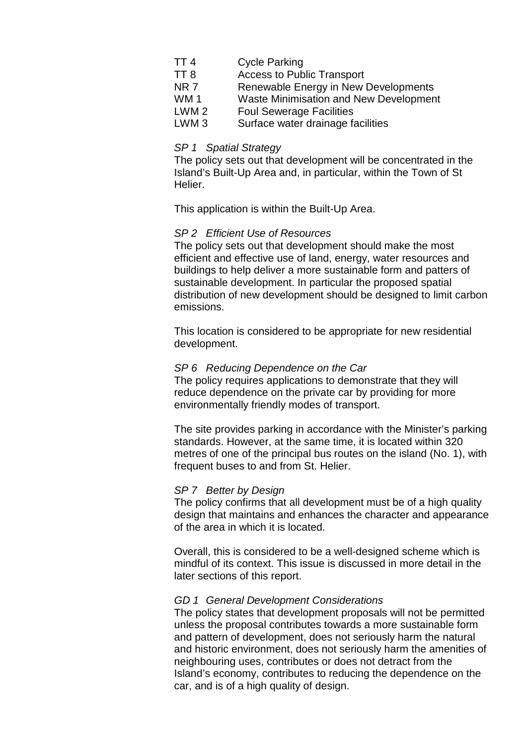| | |
|---|---|
| TT 4 | Cycle Parking |
| TT 8 | Access to Public Transport |
| NR 7 | Renewable Energy in New Developments |
| WM 1 | Waste Minimisation and New Development |
| LWM 2 | Foul Sewerage Facilities |
| LWM 3 | Surface water drainage facilities |

*SP 1 Spatial Strategy*
The policy sets out that development will be concentrated in the Island's Built-Up Area and, in particular, within the Town of St Helier.

This application is within the Built-Up Area.

*SP 2 Efficient Use of Resources*
The policy sets out that development should make the most efficient and effective use of land, energy, water resources and buildings to help deliver a more sustainable form and patters of sustainable development. In particular the proposed spatial distribution of new development should be designed to limit carbon emissions.

This location is considered to be appropriate for new residential development.

*SP 6 Reducing Dependence on the Car*
The policy requires applications to demonstrate that they will reduce dependence on the private car by providing for more environmentally friendly modes of transport.

The site provides parking in accordance with the Minister's parking standards. However, at the same time, it is located within 320 metres of one of the principal bus routes on the island (No. 1), with frequent buses to and from St. Helier.

*SP 7 Better by Design*
The policy confirms that all development must be of a high quality design that maintains and enhances the character and appearance of the area in which it is located.

Overall, this is considered to be a well-designed scheme which is mindful of its context. This issue is discussed in more detail in the later sections of this report.

*GD 1 General Development Considerations*
The policy states that development proposals will not be permitted unless the proposal contributes towards a more sustainable form and pattern of development, does not seriously harm the natural and historic environment, does not seriously harm the amenities of neighbouring uses, contributes or does not detract from the Island's economy, contributes to reducing the dependence on the car, and is of a high quality of design.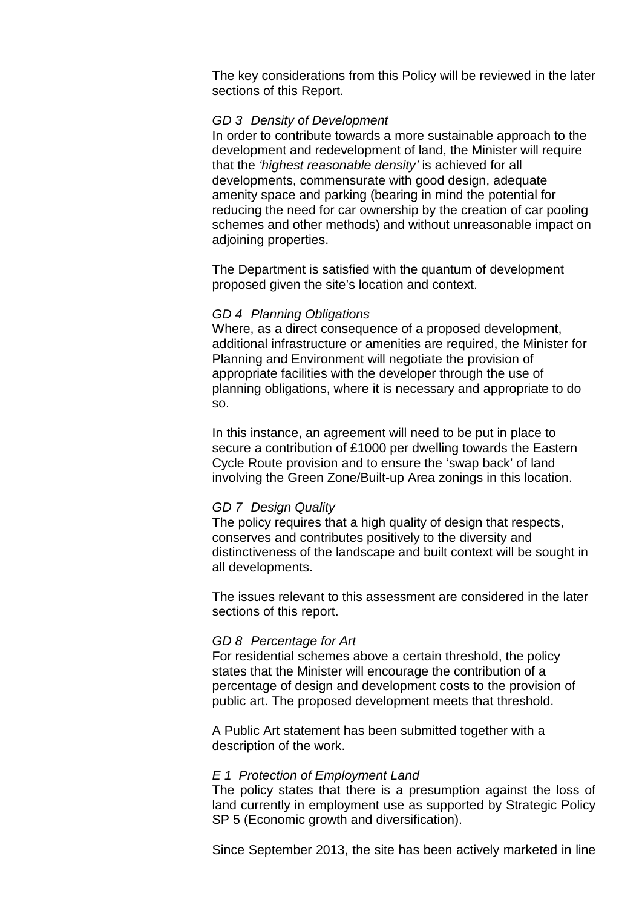The key considerations from this Policy will be reviewed in the later sections of this Report.

*GD 3 Density of Development*
In order to contribute towards a more sustainable approach to the development and redevelopment of land, the Minister will require that the *'highest reasonable density'* is achieved for all developments, commensurate with good design, adequate amenity space and parking (bearing in mind the potential for reducing the need for car ownership by the creation of car pooling schemes and other methods) and without unreasonable impact on adjoining properties.

The Department is satisfied with the quantum of development proposed given the site's location and context.

*GD 4 Planning Obligations*
Where, as a direct consequence of a proposed development, additional infrastructure or amenities are required, the Minister for Planning and Environment will negotiate the provision of appropriate facilities with the developer through the use of planning obligations, where it is necessary and appropriate to do so.

In this instance, an agreement will need to be put in place to secure a contribution of £1000 per dwelling towards the Eastern Cycle Route provision and to ensure the 'swap back' of land involving the Green Zone/Built-up Area zonings in this location.

*GD 7 Design Quality*
The policy requires that a high quality of design that respects, conserves and contributes positively to the diversity and distinctiveness of the landscape and built context will be sought in all developments.

The issues relevant to this assessment are considered in the later sections of this report.

*GD 8 Percentage for Art*
For residential schemes above a certain threshold, the policy states that the Minister will encourage the contribution of a percentage of design and development costs to the provision of public art. The proposed development meets that threshold.

A Public Art statement has been submitted together with a description of the work.

*E 1 Protection of Employment Land*
The policy states that there is a presumption against the loss of land currently in employment use as supported by Strategic Policy SP 5 (Economic growth and diversification).

Since September 2013, the site has been actively marketed in line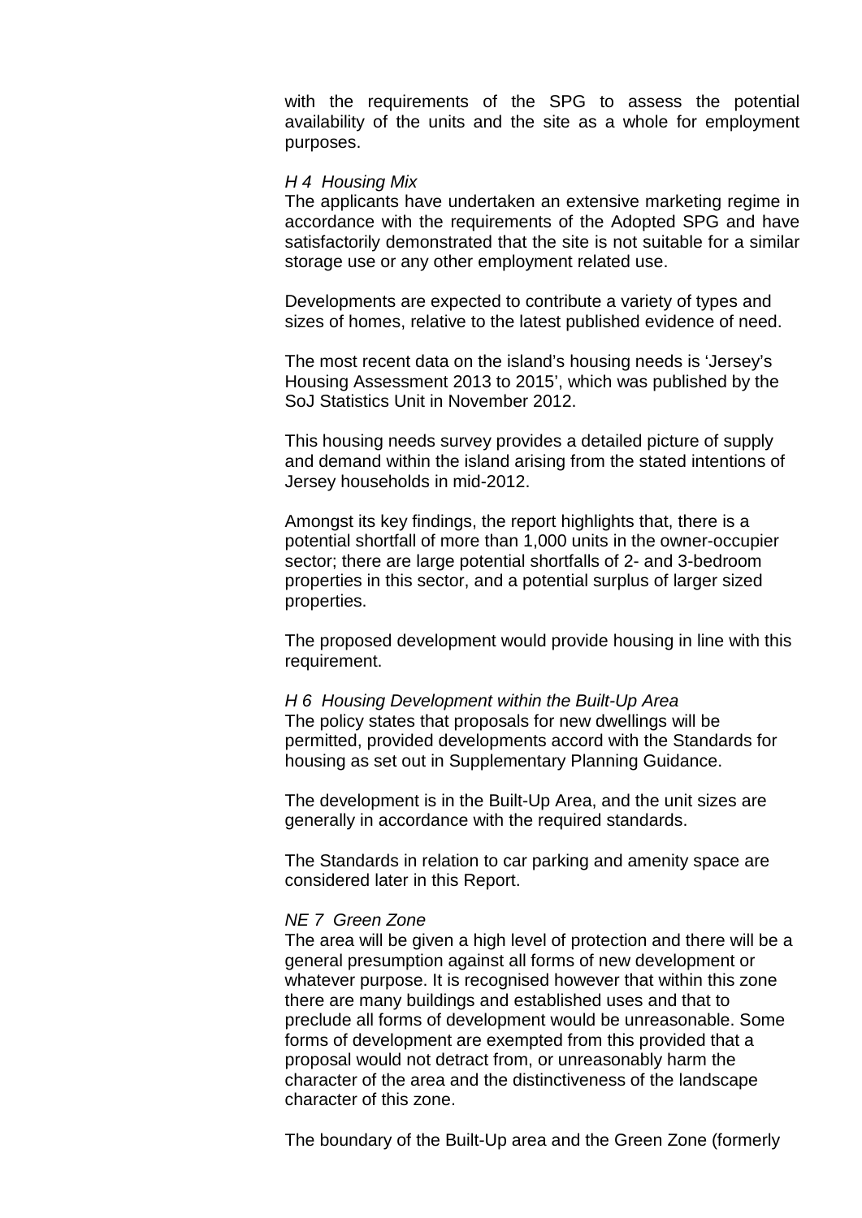with the requirements of the SPG to assess the potential availability of the units and the site as a whole for employment purposes.

*H 4 Housing Mix*

The applicants have undertaken an extensive marketing regime in accordance with the requirements of the Adopted SPG and have satisfactorily demonstrated that the site is not suitable for a similar storage use or any other employment related use.

Developments are expected to contribute a variety of types and sizes of homes, relative to the latest published evidence of need.

The most recent data on the island's housing needs is 'Jersey's Housing Assessment 2013 to 2015', which was published by the SoJ Statistics Unit in November 2012.

This housing needs survey provides a detailed picture of supply and demand within the island arising from the stated intentions of Jersey households in mid-2012.

Amongst its key findings, the report highlights that, there is a potential shortfall of more than 1,000 units in the owner-occupier sector; there are large potential shortfalls of 2- and 3-bedroom properties in this sector, and a potential surplus of larger sized properties.

The proposed development would provide housing in line with this requirement.

*H 6 Housing Development within the Built-Up Area*

The policy states that proposals for new dwellings will be permitted, provided developments accord with the Standards for housing as set out in Supplementary Planning Guidance.

The development is in the Built-Up Area, and the unit sizes are generally in accordance with the required standards.

The Standards in relation to car parking and amenity space are considered later in this Report.

*NE 7 Green Zone*

The area will be given a high level of protection and there will be a general presumption against all forms of new development or whatever purpose. It is recognised however that within this zone there are many buildings and established uses and that to preclude all forms of development would be unreasonable. Some forms of development are exempted from this provided that a proposal would not detract from, or unreasonably harm the character of the area and the distinctiveness of the landscape character of this zone.

The boundary of the Built-Up area and the Green Zone (formerly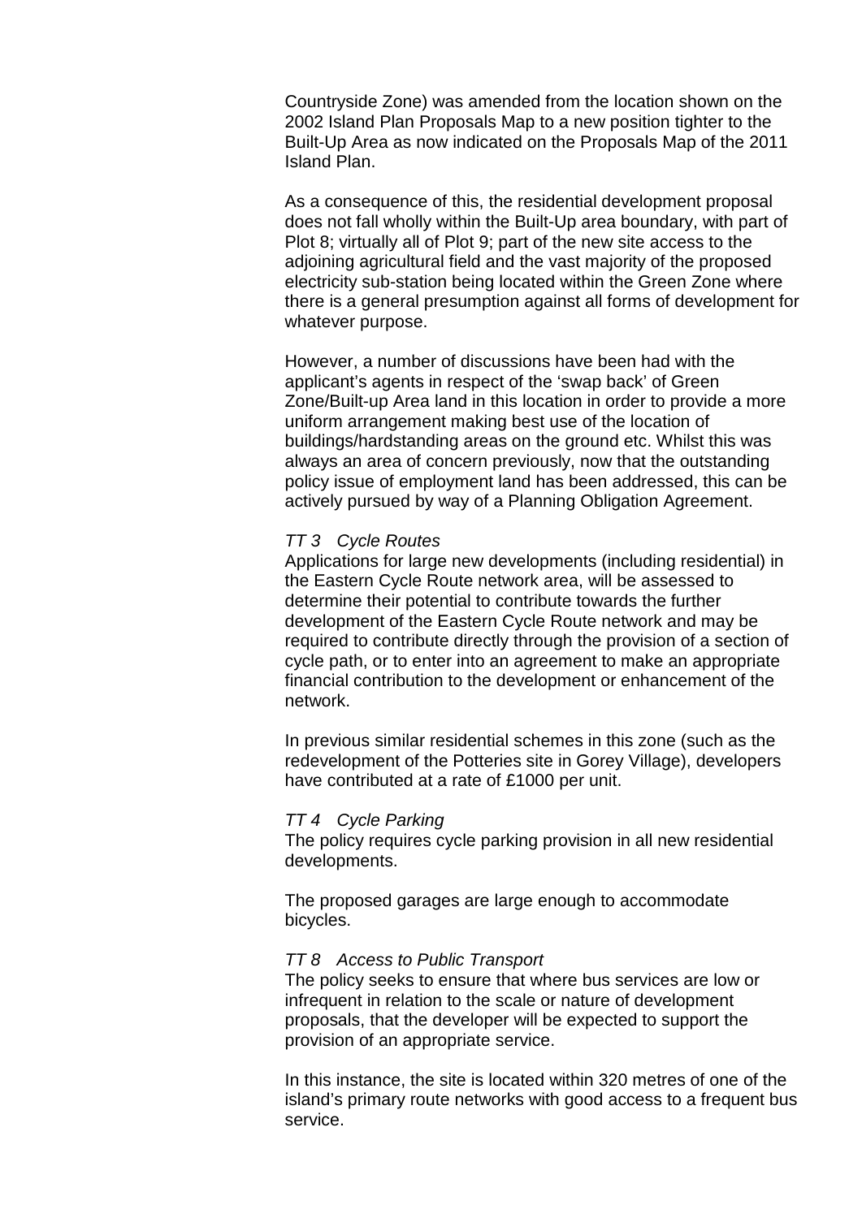Countryside Zone) was amended from the location shown on the 2002 Island Plan Proposals Map to a new position tighter to the Built-Up Area as now indicated on the Proposals Map of the 2011 Island Plan.

As a consequence of this, the residential development proposal does not fall wholly within the Built-Up area boundary, with part of Plot 8; virtually all of Plot 9; part of the new site access to the adjoining agricultural field and the vast majority of the proposed electricity sub-station being located within the Green Zone where there is a general presumption against all forms of development for whatever purpose.

However, a number of discussions have been had with the applicant's agents in respect of the 'swap back' of Green Zone/Built-up Area land in this location in order to provide a more uniform arrangement making best use of the location of buildings/hardstanding areas on the ground etc. Whilst this was always an area of concern previously, now that the outstanding policy issue of employment land has been addressed, this can be actively pursued by way of a Planning Obligation Agreement.

*TT 3 Cycle Routes*
Applications for large new developments (including residential) in the Eastern Cycle Route network area, will be assessed to determine their potential to contribute towards the further development of the Eastern Cycle Route network and may be required to contribute directly through the provision of a section of cycle path, or to enter into an agreement to make an appropriate financial contribution to the development or enhancement of the network.

In previous similar residential schemes in this zone (such as the redevelopment of the Potteries site in Gorey Village), developers have contributed at a rate of £1000 per unit.

*TT 4 Cycle Parking*
The policy requires cycle parking provision in all new residential developments.

The proposed garages are large enough to accommodate bicycles.

*TT 8 Access to Public Transport*
The policy seeks to ensure that where bus services are low or infrequent in relation to the scale or nature of development proposals, that the developer will be expected to support the provision of an appropriate service.

In this instance, the site is located within 320 metres of one of the island's primary route networks with good access to a frequent bus service.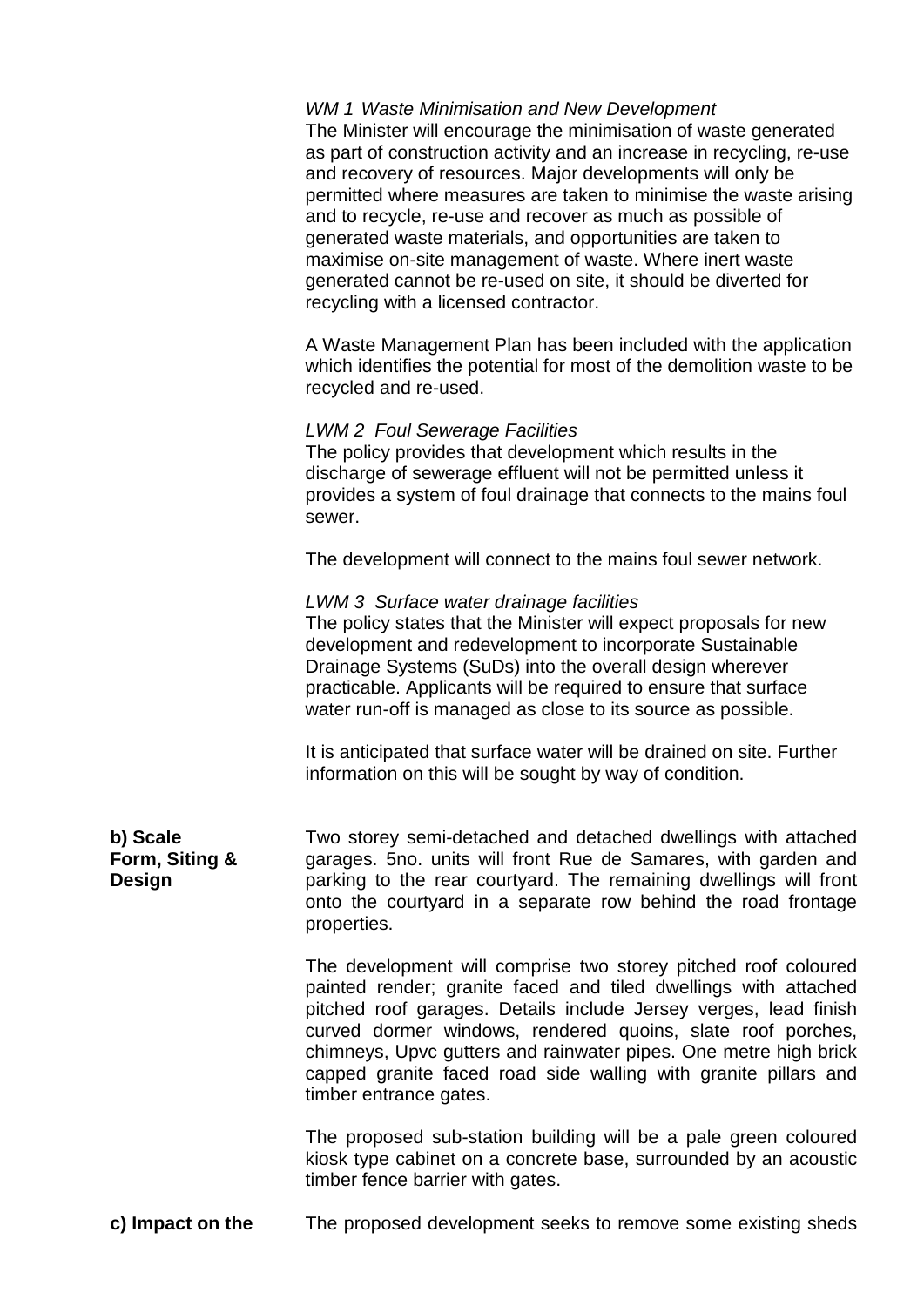*WM 1 Waste Minimisation and New Development*

The Minister will encourage the minimisation of waste generated as part of construction activity and an increase in recycling, re-use and recovery of resources. Major developments will only be permitted where measures are taken to minimise the waste arising and to recycle, re-use and recover as much as possible of generated waste materials, and opportunities are taken to maximise on-site management of waste. Where inert waste generated cannot be re-used on site, it should be diverted for recycling with a licensed contractor.

A Waste Management Plan has been included with the application which identifies the potential for most of the demolition waste to be recycled and re-used.

*LWM 2 Foul Sewerage Facilities*

The policy provides that development which results in the discharge of sewerage effluent will not be permitted unless it provides a system of foul drainage that connects to the mains foul sewer.

The development will connect to the mains foul sewer network.

*LWM 3 Surface water drainage facilities*

The policy states that the Minister will expect proposals for new development and redevelopment to incorporate Sustainable Drainage Systems (SuDs) into the overall design wherever practicable. Applicants will be required to ensure that surface water run-off is managed as close to its source as possible.

It is anticipated that surface water will be drained on site. Further information on this will be sought by way of condition.

**b) Scale Form, Siting & Design**

Two storey semi-detached and detached dwellings with attached garages. 5no. units will front Rue de Samares, with garden and parking to the rear courtyard. The remaining dwellings will front onto the courtyard in a separate row behind the road frontage properties.

The development will comprise two storey pitched roof coloured painted render; granite faced and tiled dwellings with attached pitched roof garages. Details include Jersey verges, lead finish curved dormer windows, rendered quoins, slate roof porches, chimneys, Upvc gutters and rainwater pipes. One metre high brick capped granite faced road side walling with granite pillars and timber entrance gates.

The proposed sub-station building will be a pale green coloured kiosk type cabinet on a concrete base, surrounded by an acoustic timber fence barrier with gates.

**c) Impact on the**

The proposed development seeks to remove some existing sheds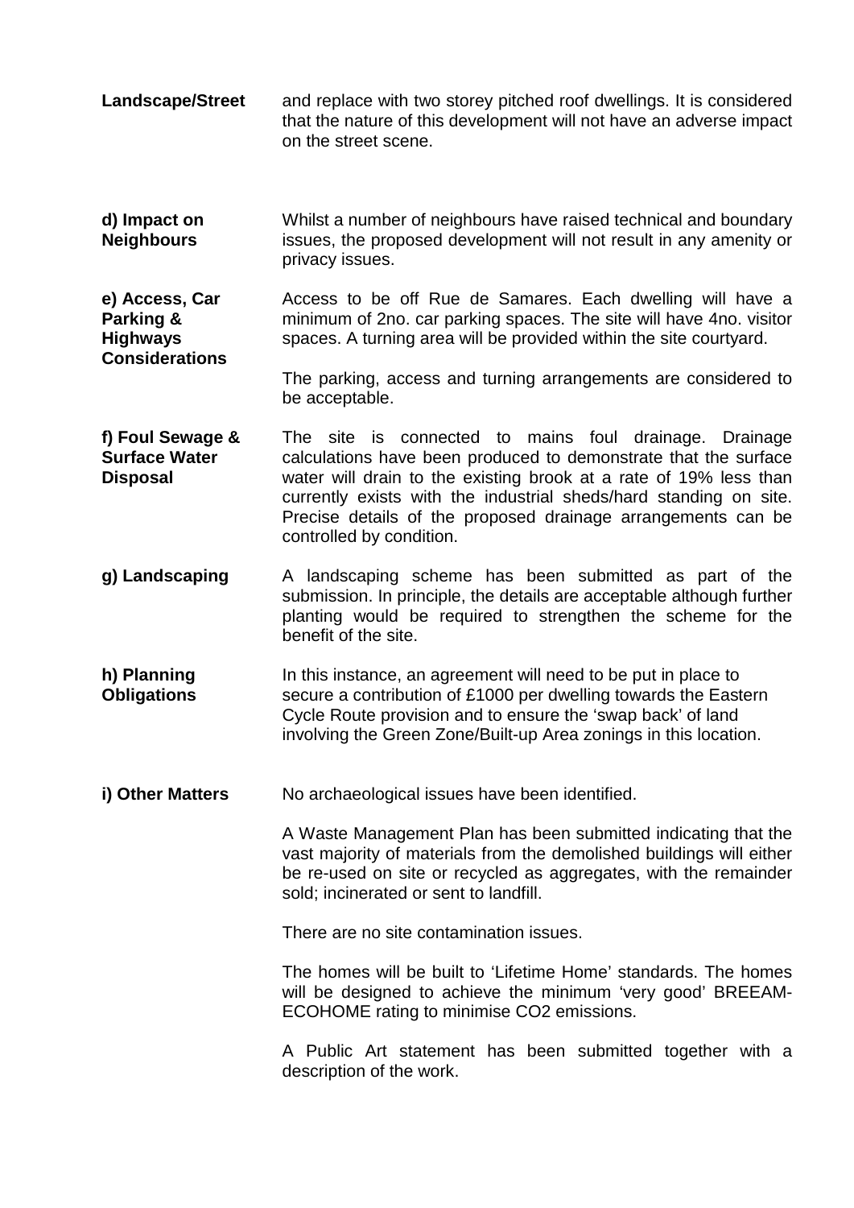**Landscape/Street** and replace with two storey pitched roof dwellings. It is considered that the nature of this development will not have an adverse impact on the street scene.

**d) Impact on Neighbours**

Whilst a number of neighbours have raised technical and boundary issues, the proposed development will not result in any amenity or privacy issues.

**e) Access, Car Parking & Highways Considerations**

Access to be off Rue de Samares. Each dwelling will have a minimum of 2no. car parking spaces. The site will have 4no. visitor spaces. A turning area will be provided within the site courtyard.

The parking, access and turning arrangements are considered to be acceptable.

**f) Foul Sewage & Surface Water Disposal**

The site is connected to mains foul drainage. Drainage calculations have been produced to demonstrate that the surface water will drain to the existing brook at a rate of 19% less than currently exists with the industrial sheds/hard standing on site. Precise details of the proposed drainage arrangements can be controlled by condition.

**g) Landscaping**

A landscaping scheme has been submitted as part of the submission. In principle, the details are acceptable although further planting would be required to strengthen the scheme for the benefit of the site.

**h) Planning Obligations**

In this instance, an agreement will need to be put in place to secure a contribution of £1000 per dwelling towards the Eastern Cycle Route provision and to ensure the 'swap back' of land involving the Green Zone/Built-up Area zonings in this location.

**i) Other Matters**

No archaeological issues have been identified.

A Waste Management Plan has been submitted indicating that the vast majority of materials from the demolished buildings will either be re-used on site or recycled as aggregates, with the remainder sold; incinerated or sent to landfill.

There are no site contamination issues.

The homes will be built to 'Lifetime Home' standards. The homes will be designed to achieve the minimum 'very good' BREEAM-ECOHOME rating to minimise $CO_2$ emissions.

A Public Art statement has been submitted together with a description of the work.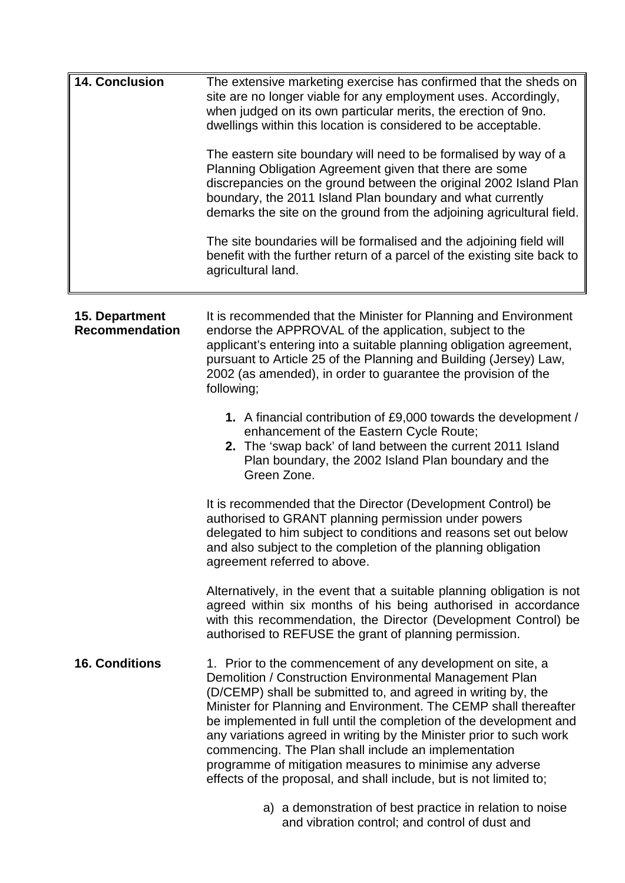| **14. Conclusion** | The extensive marketing exercise has confirmed that the sheds on site are no longer viable for any employment uses. Accordingly, when judged on its own particular merits, the erection of 9no. dwellings within this location is considered to be acceptable.<br><br>The eastern site boundary will need to be formalised by way of a Planning Obligation Agreement given that there are some discrepancies on the ground between the original 2002 Island Plan boundary, the 2011 Island Plan boundary and what currently demarks the site on the ground from the adjoining agricultural field.<br><br>The site boundaries will be formalised and the adjoining field will benefit with the further return of a parcel of the existing site back to agricultural land. |
|---|---|

**15. Department Recommendation**

It is recommended that the Minister for Planning and Environment endorse the APPROVAL of the application, subject to the applicant's entering into a suitable planning obligation agreement, pursuant to Article 25 of the Planning and Building (Jersey) Law, 2002 (as amended), in order to guarantee the provision of the following;

1. A financial contribution of £9,000 towards the development / enhancement of the Eastern Cycle Route;
2. The 'swap back' of land between the current 2011 Island Plan boundary, the 2002 Island Plan boundary and the Green Zone.

It is recommended that the Director (Development Control) be authorised to GRANT planning permission under powers delegated to him subject to conditions and reasons set out below and also subject to the completion of the planning obligation agreement referred to above.

Alternatively, in the event that a suitable planning obligation is not agreed within six months of his being authorised in accordance with this recommendation, the Director (Development Control) be authorised to REFUSE the grant of planning permission.

**16. Conditions**

1. Prior to the commencement of any development on site, a Demolition / Construction Environmental Management Plan (D/CEMP) shall be submitted to, and agreed in writing by, the Minister for Planning and Environment. The CEMP shall thereafter be implemented in full until the completion of the development and any variations agreed in writing by the Minister prior to such work commencing. The Plan shall include an implementation programme of mitigation measures to minimise any adverse effects of the proposal, and shall include, but is not limited to;

   a) a demonstration of best practice in relation to noise and vibration control; and control of dust and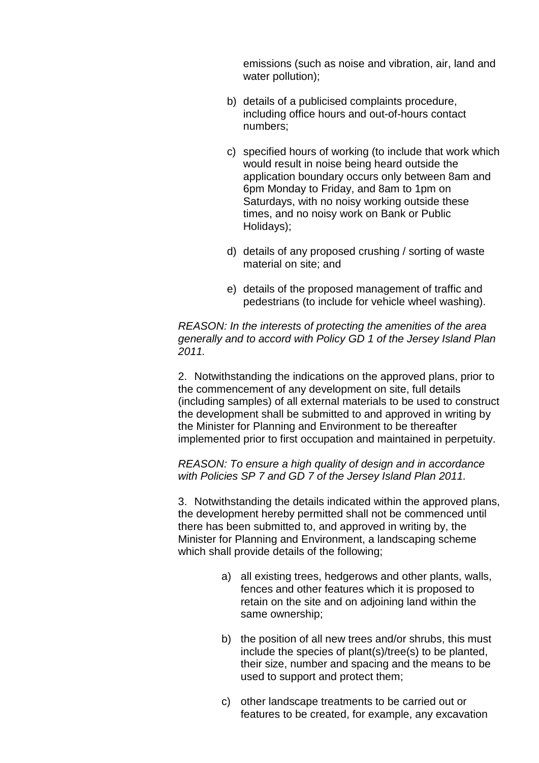emissions (such as noise and vibration, air, land and water pollution);

b) details of a publicised complaints procedure, including office hours and out-of-hours contact numbers;

c) specified hours of working (to include that work which would result in noise being heard outside the application boundary occurs only between 8am and 6pm Monday to Friday, and 8am to 1pm on Saturdays, with no noisy working outside these times, and no noisy work on Bank or Public Holidays);

d) details of any proposed crushing / sorting of waste material on site; and

e) details of the proposed management of traffic and pedestrians (to include for vehicle wheel washing).

*REASON: In the interests of protecting the amenities of the area generally and to accord with Policy GD 1 of the Jersey Island Plan 2011.*

2. Notwithstanding the indications on the approved plans, prior to the commencement of any development on site, full details (including samples) of all external materials to be used to construct the development shall be submitted to and approved in writing by the Minister for Planning and Environment to be thereafter implemented prior to first occupation and maintained in perpetuity.

*REASON: To ensure a high quality of design and in accordance with Policies SP 7 and GD 7 of the Jersey Island Plan 2011.*

3. Notwithstanding the details indicated within the approved plans, the development hereby permitted shall not be commenced until there has been submitted to, and approved in writing by, the Minister for Planning and Environment, a landscaping scheme which shall provide details of the following;

a) all existing trees, hedgerows and other plants, walls, fences and other features which it is proposed to retain on the site and on adjoining land within the same ownership;

b) the position of all new trees and/or shrubs, this must include the species of plant(s)/tree(s) to be planted, their size, number and spacing and the means to be used to support and protect them;

c) other landscape treatments to be carried out or features to be created, for example, any excavation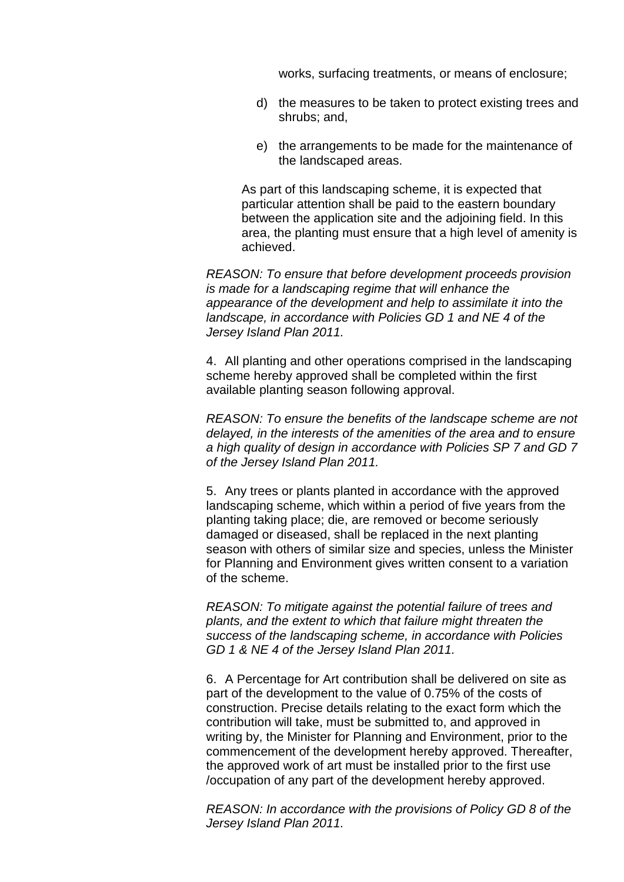works, surfacing treatments, or means of enclosure;

d) the measures to be taken to protect existing trees and shrubs; and,

e) the arrangements to be made for the maintenance of the landscaped areas.

As part of this landscaping scheme, it is expected that particular attention shall be paid to the eastern boundary between the application site and the adjoining field. In this area, the planting must ensure that a high level of amenity is achieved.

*REASON: To ensure that before development proceeds provision is made for a landscaping regime that will enhance the appearance of the development and help to assimilate it into the landscape, in accordance with Policies GD 1 and NE 4 of the Jersey Island Plan 2011.*

4. All planting and other operations comprised in the landscaping scheme hereby approved shall be completed within the first available planting season following approval.

*REASON: To ensure the benefits of the landscape scheme are not delayed, in the interests of the amenities of the area and to ensure a high quality of design in accordance with Policies SP 7 and GD 7 of the Jersey Island Plan 2011.*

5. Any trees or plants planted in accordance with the approved landscaping scheme, which within a period of five years from the planting taking place; die, are removed or become seriously damaged or diseased, shall be replaced in the next planting season with others of similar size and species, unless the Minister for Planning and Environment gives written consent to a variation of the scheme.

*REASON: To mitigate against the potential failure of trees and plants, and the extent to which that failure might threaten the success of the landscaping scheme, in accordance with Policies GD 1 & NE 4 of the Jersey Island Plan 2011.*

6. A Percentage for Art contribution shall be delivered on site as part of the development to the value of 0.75% of the costs of construction. Precise details relating to the exact form which the contribution will take, must be submitted to, and approved in writing by, the Minister for Planning and Environment, prior to the commencement of the development hereby approved. Thereafter, the approved work of art must be installed prior to the first use /occupation of any part of the development hereby approved.

*REASON: In accordance with the provisions of Policy GD 8 of the Jersey Island Plan 2011.*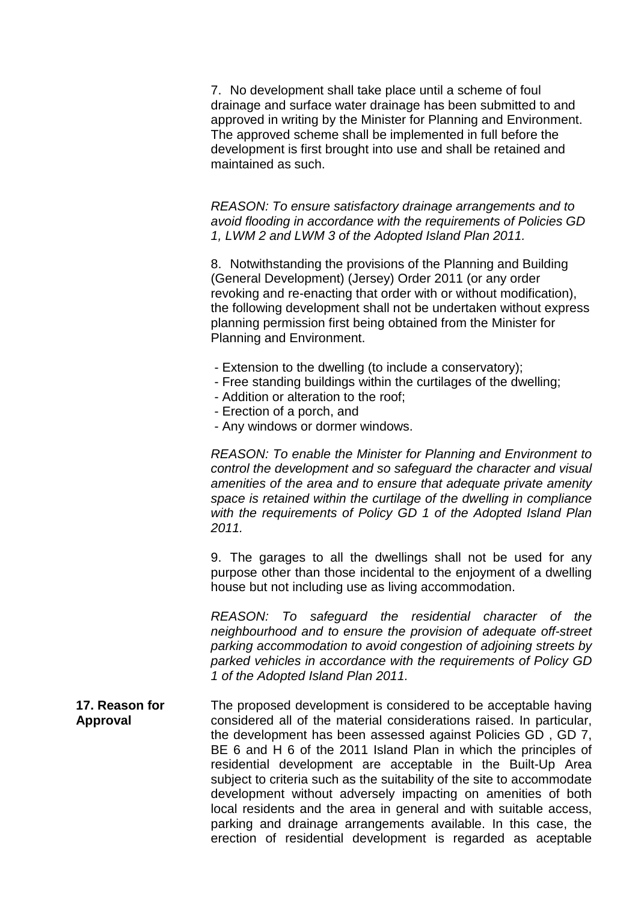7. No development shall take place until a scheme of foul drainage and surface water drainage has been submitted to and approved in writing by the Minister for Planning and Environment. The approved scheme shall be implemented in full before the development is first brought into use and shall be retained and maintained as such.

*REASON: To ensure satisfactory drainage arrangements and to avoid flooding in accordance with the requirements of Policies GD 1, LWM 2 and LWM 3 of the Adopted Island Plan 2011.*

8. Notwithstanding the provisions of the Planning and Building (General Development) (Jersey) Order 2011 (or any order revoking and re-enacting that order with or without modification), the following development shall not be undertaken without express planning permission first being obtained from the Minister for Planning and Environment.

- Extension to the dwelling (to include a conservatory);
- Free standing buildings within the curtilages of the dwelling;
- Addition or alteration to the roof;
- Erection of a porch, and
- Any windows or dormer windows.

*REASON: To enable the Minister for Planning and Environment to control the development and so safeguard the character and visual amenities of the area and to ensure that adequate private amenity space is retained within the curtilage of the dwelling in compliance with the requirements of Policy GD 1 of the Adopted Island Plan 2011.*

9. The garages to all the dwellings shall not be used for any purpose other than those incidental to the enjoyment of a dwelling house but not including use as living accommodation.

*REASON: To safeguard the residential character of the neighbourhood and to ensure the provision of adequate off-street parking accommodation to avoid congestion of adjoining streets by parked vehicles in accordance with the requirements of Policy GD 1 of the Adopted Island Plan 2011.*

**17. Reason for Approval**

The proposed development is considered to be acceptable having considered all of the material considerations raised. In particular, the development has been assessed against Policies GD , GD 7, BE 6 and H 6 of the 2011 Island Plan in which the principles of residential development are acceptable in the Built-Up Area subject to criteria such as the suitability of the site to accommodate development without adversely impacting on amenities of both local residents and the area in general and with suitable access, parking and drainage arrangements available. In this case, the erection of residential development is regarded as aceptable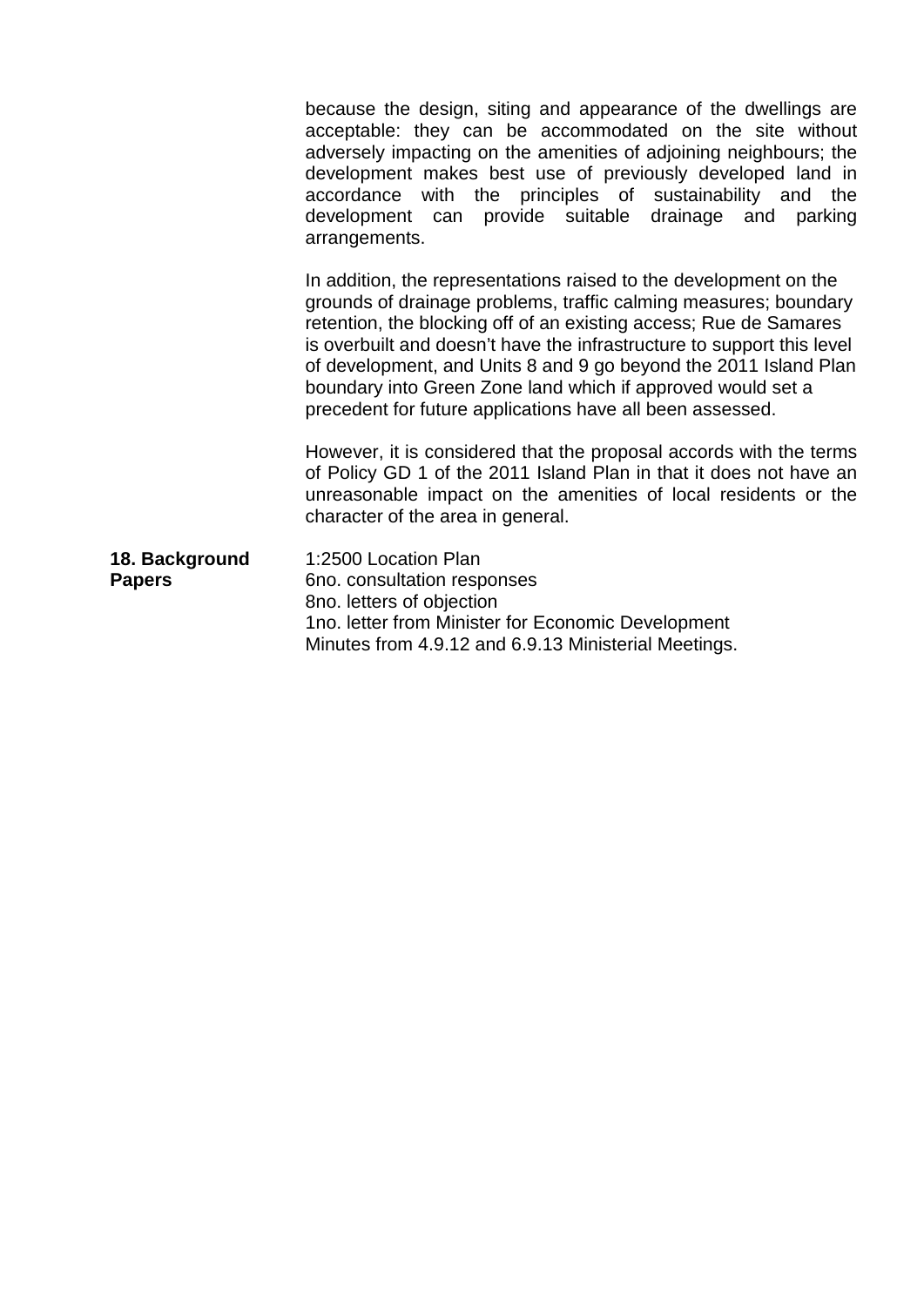because the design, siting and appearance of the dwellings are acceptable: they can be accommodated on the site without adversely impacting on the amenities of adjoining neighbours; the development makes best use of previously developed land in accordance with the principles of sustainability and the development can provide suitable drainage and parking arrangements.

In addition, the representations raised to the development on the grounds of drainage problems, traffic calming measures; boundary retention, the blocking off of an existing access; Rue de Samares is overbuilt and doesn't have the infrastructure to support this level of development, and Units 8 and 9 go beyond the 2011 Island Plan boundary into Green Zone land which if approved would set a precedent for future applications have all been assessed.

However, it is considered that the proposal accords with the terms of Policy GD 1 of the 2011 Island Plan in that it does not have an unreasonable impact on the amenities of local residents or the character of the area in general.

**18. Background Papers**

1:2500 Location Plan
6no. consultation responses
8no. letters of objection
1no. letter from Minister for Economic Development
Minutes from 4.9.12 and 6.9.13 Ministerial Meetings.